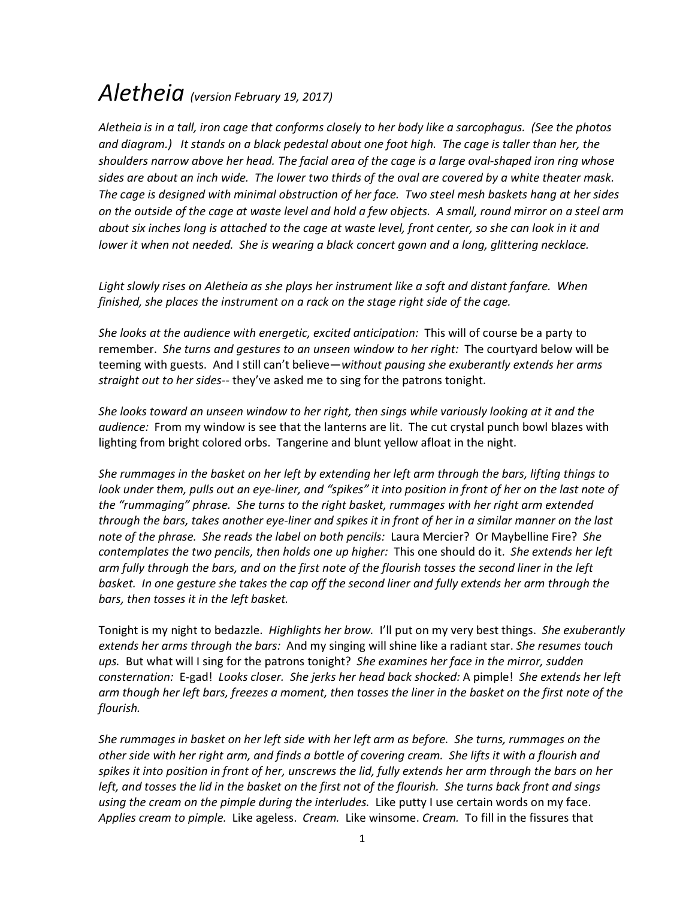# *Aletheia* *(version February 19, 2017)*

*Aletheia is in a tall, iron cage that conforms closely to her body like a sarcophagus. (See the photos and diagram.) It stands on a black pedestal about one foot high. The cage is taller than her, the shoulders narrow above her head. The facial area of the cage is a large oval-shaped iron ring whose sides are about an inch wide. The lower two thirds of the oval are covered by a white theater mask. The cage is designed with minimal obstruction of her face. Two steel mesh baskets hang at her sides on the outside of the cage at waste level and hold a few objects. A small, round mirror on a steel arm about six inches long is attached to the cage at waste level, front center, so she can look in it and lower it when not needed. She is wearing a black concert gown and a long, glittering necklace.*

*Light slowly rises on Aletheia as she plays her instrument like a soft and distant fanfare. When finished, she places the instrument on a rack on the stage right side of the cage.*

*She looks at the audience with energetic, excited anticipation:* This will of course be a party to remember. *She turns and gestures to an unseen window to her right:* The courtyard below will be teeming with guests. And I still can't believe—*without pausing she exuberantly extends her arms straight out to her sides--* they've asked me to sing for the patrons tonight.

*She looks toward an unseen window to her right, then sings while variously looking at it and the audience:* From my window is see that the lanterns are lit. The cut crystal punch bowl blazes with lighting from bright colored orbs. Tangerine and blunt yellow afloat in the night.

*She rummages in the basket on her left by extending her left arm through the bars, lifting things to look under them, pulls out an eye-liner, and "spikes" it into position in front of her on the last note of the "rummaging" phrase. She turns to the right basket, rummages with her right arm extended through the bars, takes another eye-liner and spikes it in front of her in a similar manner on the last note of the phrase. She reads the label on both pencils:* Laura Mercier? Or Maybelline Fire? *She contemplates the two pencils, then holds one up higher:* This one should do it. *She extends her left arm fully through the bars, and on the first note of the flourish tosses the second liner in the left basket. In one gesture she takes the cap off the second liner and fully extends her arm through the bars, then tosses it in the left basket.*

Tonight is my night to bedazzle. *Highlights her brow.* I'll put on my very best things. *She exuberantly extends her arms through the bars:* And my singing will shine like a radiant star. *She resumes touch ups.* But what will I sing for the patrons tonight? *She examines her face in the mirror, sudden consternation:* E-gad! *Looks closer. She jerks her head back shocked:* A pimple! *She extends her left arm though her left bars, freezes a moment, then tosses the liner in the basket on the first note of the flourish.*

*She rummages in basket on her left side with her left arm as before. She turns, rummages on the other side with her right arm, and finds a bottle of covering cream. She lifts it with a flourish and spikes it into position in front of her, unscrews the lid, fully extends her arm through the bars on her left, and tosses the lid in the basket on the first not of the flourish. She turns back front and sings using the cream on the pimple during the interludes.* Like putty I use certain words on my face. *Applies cream to pimple.* Like ageless. *Cream.* Like winsome. *Cream.* To fill in the fissures that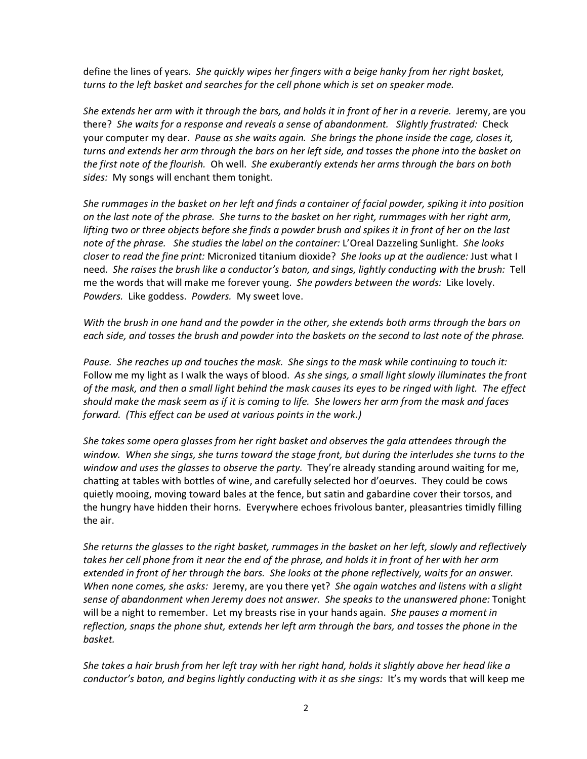define the lines of years. *She quickly wipes her fingers with a beige hanky from her right basket, turns to the left basket and searches for the cell phone which is set on speaker mode.*

*She extends her arm with it through the bars, and holds it in front of her in a reverie.* Jeremy, are you there? *She waits for a response and reveals a sense of abandonment. Slightly frustrated:* Check your computer my dear. *Pause as she waits again. She brings the phone inside the cage, closes it, turns and extends her arm through the bars on her left side, and tosses the phone into the basket on the first note of the flourish.* Oh well. *She exuberantly extends her arms through the bars on both sides:* My songs will enchant them tonight.

*She rummages in the basket on her left and finds a container of facial powder, spiking it into position on the last note of the phrase. She turns to the basket on her right, rummages with her right arm, lifting two or three objects before she finds a powder brush and spikes it in front of her on the last note of the phrase. She studies the label on the container:* L'Oreal Dazzeling Sunlight. *She looks closer to read the fine print:* Micronized titanium dioxide? *She looks up at the audience:* Just what I need. *She raises the brush like a conductor's baton, and sings, lightly conducting with the brush:* Tell me the words that will make me forever young. *She powders between the words:* Like lovely. *Powders.* Like goddess. *Powders.* My sweet love.

*With the brush in one hand and the powder in the other, she extends both arms through the bars on each side, and tosses the brush and powder into the baskets on the second to last note of the phrase.*

*Pause. She reaches up and touches the mask. She sings to the mask while continuing to touch it:* Follow me my light as I walk the ways of blood. *As she sings, a small light slowly illuminates the front of the mask, and then a small light behind the mask causes its eyes to be ringed with light. The effect should make the mask seem as if it is coming to life. She lowers her arm from the mask and faces forward. (This effect can be used at various points in the work.)*

*She takes some opera glasses from her right basket and observes the gala attendees through the window. When she sings, she turns toward the stage front, but during the interludes she turns to the window and uses the glasses to observe the party.* They're already standing around waiting for me, chatting at tables with bottles of wine, and carefully selected hor d'oeurves. They could be cows quietly mooing, moving toward bales at the fence, but satin and gabardine cover their torsos, and the hungry have hidden their horns. Everywhere echoes frivolous banter, pleasantries timidly filling the air.

*She returns the glasses to the right basket, rummages in the basket on her left, slowly and reflectively takes her cell phone from it near the end of the phrase, and holds it in front of her with her arm extended in front of her through the bars. She looks at the phone reflectively, waits for an answer. When none comes, she asks:* Jeremy, are you there yet? *She again watches and listens with a slight sense of abandonment when Jeremy does not answer. She speaks to the unanswered phone:* Tonight will be a night to remember. Let my breasts rise in your hands again. *She pauses a moment in reflection, snaps the phone shut, extends her left arm through the bars, and tosses the phone in the basket.*

*She takes a hair brush from her left tray with her right hand, holds it slightly above her head like a conductor's baton, and begins lightly conducting with it as she sings:* It's my words that will keep me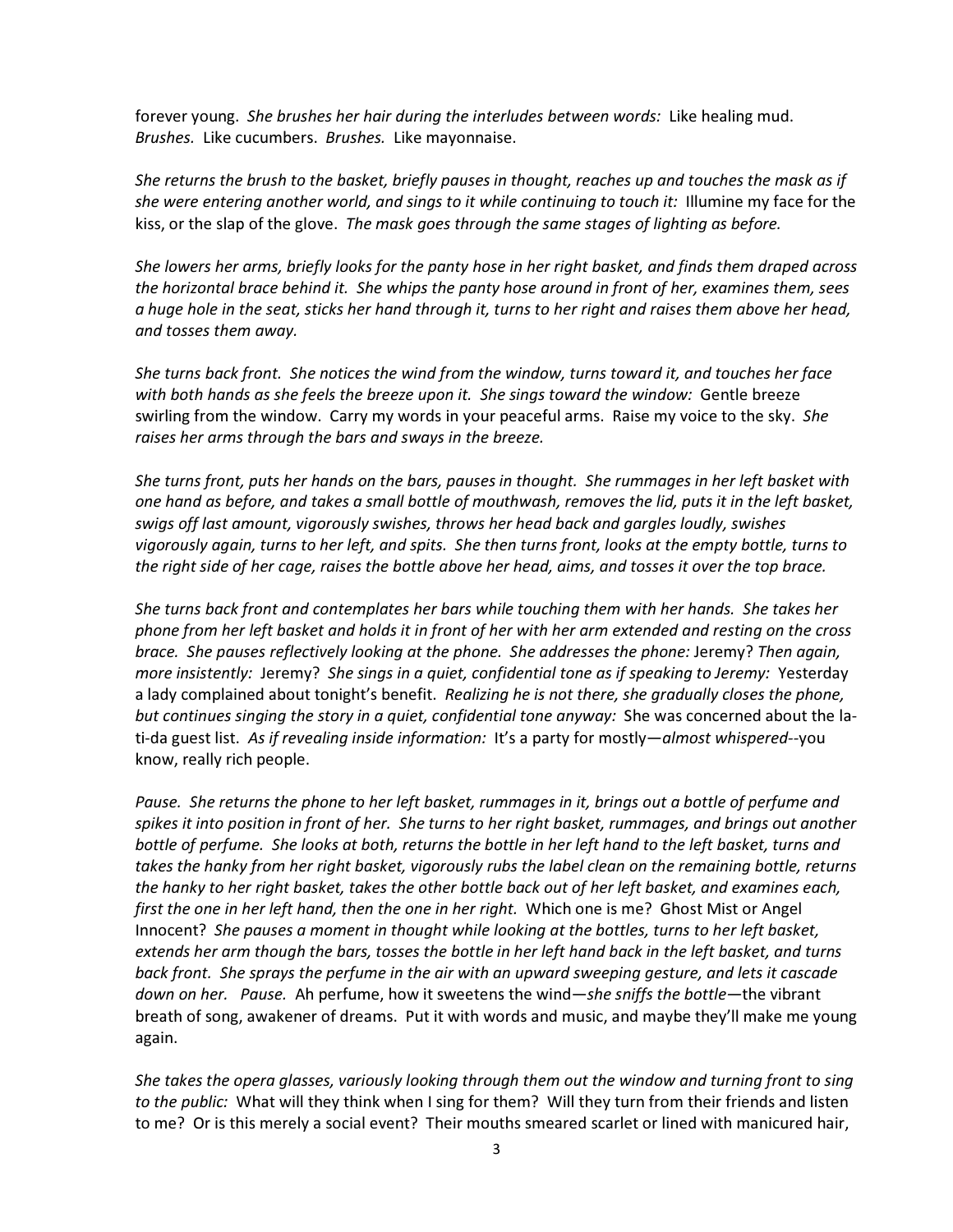forever young. *She brushes her hair during the interludes between words:* Like healing mud. *Brushes.* Like cucumbers. *Brushes.* Like mayonnaise.

*She returns the brush to the basket, briefly pauses in thought, reaches up and touches the mask as if she were entering another world, and sings to it while continuing to touch it:* Illumine my face for the kiss, or the slap of the glove. *The mask goes through the same stages of lighting as before.*

*She lowers her arms, briefly looks for the panty hose in her right basket, and finds them draped across the horizontal brace behind it. She whips the panty hose around in front of her, examines them, sees a huge hole in the seat, sticks her hand through it, turns to her right and raises them above her head, and tosses them away.*

*She turns back front. She notices the wind from the window, turns toward it, and touches her face with both hands as she feels the breeze upon it. She sings toward the window:* Gentle breeze swirling from the window. Carry my words in your peaceful arms. Raise my voice to the sky. *She raises her arms through the bars and sways in the breeze.*

*She turns front, puts her hands on the bars, pauses in thought. She rummages in her left basket with one hand as before, and takes a small bottle of mouthwash, removes the lid, puts it in the left basket, swigs off last amount, vigorously swishes, throws her head back and gargles loudly, swishes vigorously again, turns to her left, and spits. She then turns front, looks at the empty bottle, turns to the right side of her cage, raises the bottle above her head, aims, and tosses it over the top brace.*

*She turns back front and contemplates her bars while touching them with her hands. She takes her phone from her left basket and holds it in front of her with her arm extended and resting on the cross brace. She pauses reflectively looking at the phone. She addresses the phone:* Jeremy? *Then again, more insistently:* Jeremy? *She sings in a quiet, confidential tone as if speaking to Jeremy:* Yesterday a lady complained about tonight's benefit. *Realizing he is not there, she gradually closes the phone, but continues singing the story in a quiet, confidential tone anyway:* She was concerned about the la-ti-da guest list. *As if revealing inside information:* It's a party for mostly—*almost whispered*--you know, really rich people.

*Pause. She returns the phone to her left basket, rummages in it, brings out a bottle of perfume and spikes it into position in front of her. She turns to her right basket, rummages, and brings out another bottle of perfume. She looks at both, returns the bottle in her left hand to the left basket, turns and takes the hanky from her right basket, vigorously rubs the label clean on the remaining bottle, returns the hanky to her right basket, takes the other bottle back out of her left basket, and examines each, first the one in her left hand, then the one in her right.* Which one is me? Ghost Mist or Angel Innocent? *She pauses a moment in thought while looking at the bottles, turns to her left basket, extends her arm though the bars, tosses the bottle in her left hand back in the left basket, and turns back front. She sprays the perfume in the air with an upward sweeping gesture, and lets it cascade down on her. Pause.* Ah perfume, how it sweetens the wind—*she sniffs the bottle*—the vibrant breath of song, awakener of dreams. Put it with words and music, and maybe they'll make me young again.

*She takes the opera glasses, variously looking through them out the window and turning front to sing to the public:* What will they think when I sing for them? Will they turn from their friends and listen to me? Or is this merely a social event? Their mouths smeared scarlet or lined with manicured hair,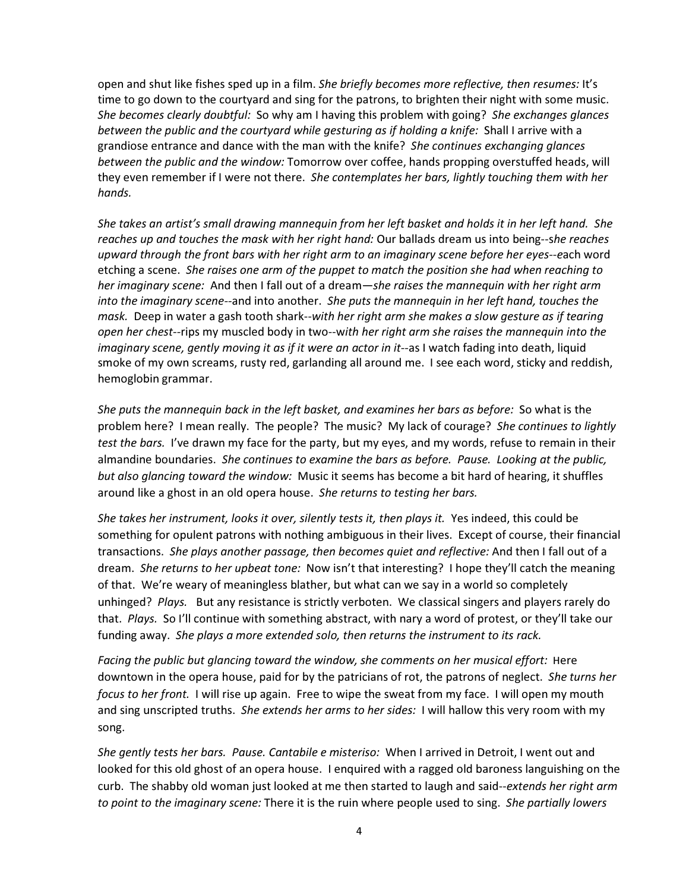open and shut like fishes sped up in a film. *She briefly becomes more reflective, then resumes:* It's time to go down to the courtyard and sing for the patrons, to brighten their night with some music. *She becomes clearly doubtful:* So why am I having this problem with going? *She exchanges glances between the public and the courtyard while gesturing as if holding a knife:* Shall I arrive with a grandiose entrance and dance with the man with the knife? *She continues exchanging glances between the public and the window:* Tomorrow over coffee, hands propping overstuffed heads, will they even remember if I were not there. *She contemplates her bars, lightly touching them with her hands.*

*She takes an artist's small drawing mannequin from her left basket and holds it in her left hand. She reaches up and touches the mask with her right hand:* Our ballads dream us into being--*she reaches upward through the front bars with her right arm to an imaginary scene before her eyes*--each word etching a scene. *She raises one arm of the puppet to match the position she had when reaching to her imaginary scene:* And then I fall out of a dream—*she raises the mannequin with her right arm into the imaginary scene*--and into another. *She puts the mannequin in her left hand, touches the mask.* Deep in water a gash tooth shark--*with her right arm she makes a slow gesture as if tearing open her chest*--rips my muscled body in two--*with her right arm she raises the mannequin into the imaginary scene, gently moving it as if it were an actor in it*--as I watch fading into death, liquid smoke of my own screams, rusty red, garlanding all around me. I see each word, sticky and reddish, hemoglobin grammar.

*She puts the mannequin back in the left basket, and examines her bars as before:* So what is the problem here? I mean really. The people? The music? My lack of courage? *She continues to lightly test the bars.* I've drawn my face for the party, but my eyes, and my words, refuse to remain in their almandine boundaries. *She continues to examine the bars as before. Pause. Looking at the public, but also glancing toward the window:* Music it seems has become a bit hard of hearing, it shuffles around like a ghost in an old opera house. *She returns to testing her bars.*

*She takes her instrument, looks it over, silently tests it, then plays it.* Yes indeed, this could be something for opulent patrons with nothing ambiguous in their lives. Except of course, their financial transactions. *She plays another passage, then becomes quiet and reflective:* And then I fall out of a dream. *She returns to her upbeat tone:* Now isn't that interesting? I hope they'll catch the meaning of that. We're weary of meaningless blather, but what can we say in a world so completely unhinged? *Plays.* But any resistance is strictly verboten. We classical singers and players rarely do that. *Plays.* So I'll continue with something abstract, with nary a word of protest, or they'll take our funding away. *She plays a more extended solo, then returns the instrument to its rack.*

*Facing the public but glancing toward the window, she comments on her musical effort:* Here downtown in the opera house, paid for by the patricians of rot, the patrons of neglect. *She turns her focus to her front.* I will rise up again. Free to wipe the sweat from my face. I will open my mouth and sing unscripted truths. *She extends her arms to her sides:* I will hallow this very room with my song.

*She gently tests her bars. Pause. Cantabile e misteriso:* When I arrived in Detroit, I went out and looked for this old ghost of an opera house. I enquired with a ragged old baroness languishing on the curb. The shabby old woman just looked at me then started to laugh and said--*extends her right arm to point to the imaginary scene:* There it is the ruin where people used to sing. *She partially lowers*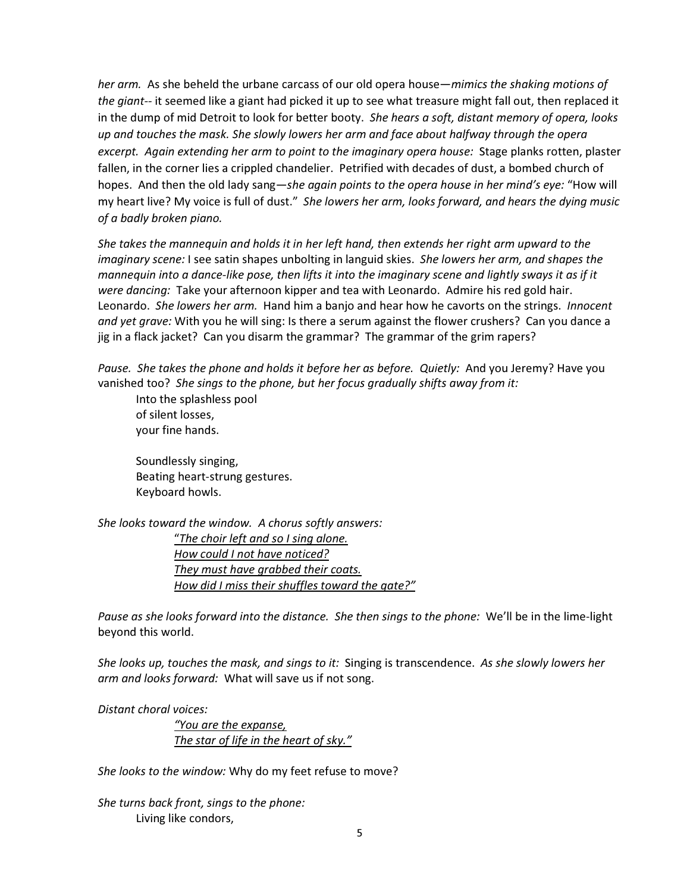*her arm.* As she beheld the urbane carcass of our old opera house—*mimics the shaking motions of the giant*-- it seemed like a giant had picked it up to see what treasure might fall out, then replaced it in the dump of mid Detroit to look for better booty. *She hears a soft, distant memory of opera, looks up and touches the mask. She slowly lowers her arm and face about halfway through the opera excerpt. Again extending her arm to point to the imaginary opera house:* Stage planks rotten, plaster fallen, in the corner lies a crippled chandelier. Petrified with decades of dust, a bombed church of hopes. And then the old lady sang—*she again points to the opera house in her mind's eye:* "How will my heart live? My voice is full of dust." *She lowers her arm, looks forward, and hears the dying music of a badly broken piano.*

*She takes the mannequin and holds it in her left hand, then extends her right arm upward to the imaginary scene:* I see satin shapes unbolting in languid skies. *She lowers her arm, and shapes the mannequin into a dance-like pose, then lifts it into the imaginary scene and lightly sways it as if it were dancing:* Take your afternoon kipper and tea with Leonardo. Admire his red gold hair. Leonardo. *She lowers her arm.* Hand him a banjo and hear how he cavorts on the strings. *Innocent and yet grave:* With you he will sing: Is there a serum against the flower crushers? Can you dance a jig in a flack jacket? Can you disarm the grammar? The grammar of the grim rapers?

*Pause. She takes the phone and holds it before her as before. Quietly:* And you Jeremy? Have you vanished too? *She sings to the phone, but her focus gradually shifts away from it:*

> Into the splashless pool
> of silent losses,
> your fine hands.
>
> Soundlessly singing,
> Beating heart-strung gestures.
> Keyboard howls.

*She looks toward the window. A chorus softly answers:*

> "*The choir left and so I sing alone.*
> *How could I not have noticed?*
> *They must have grabbed their coats.*
> *How did I miss their shuffles toward the gate?"*

*Pause as she looks forward into the distance. She then sings to the phone:* We'll be in the lime-light beyond this world.

*She looks up, touches the mask, and sings to it:* Singing is transcendence. *As she slowly lowers her arm and looks forward:* What will save us if not song.

*Distant choral voices:*

> *"You are the expanse,*
> *The star of life in the heart of sky."*

*She looks to the window:* Why do my feet refuse to move?

*She turns back front, sings to the phone:*

> Living like condors,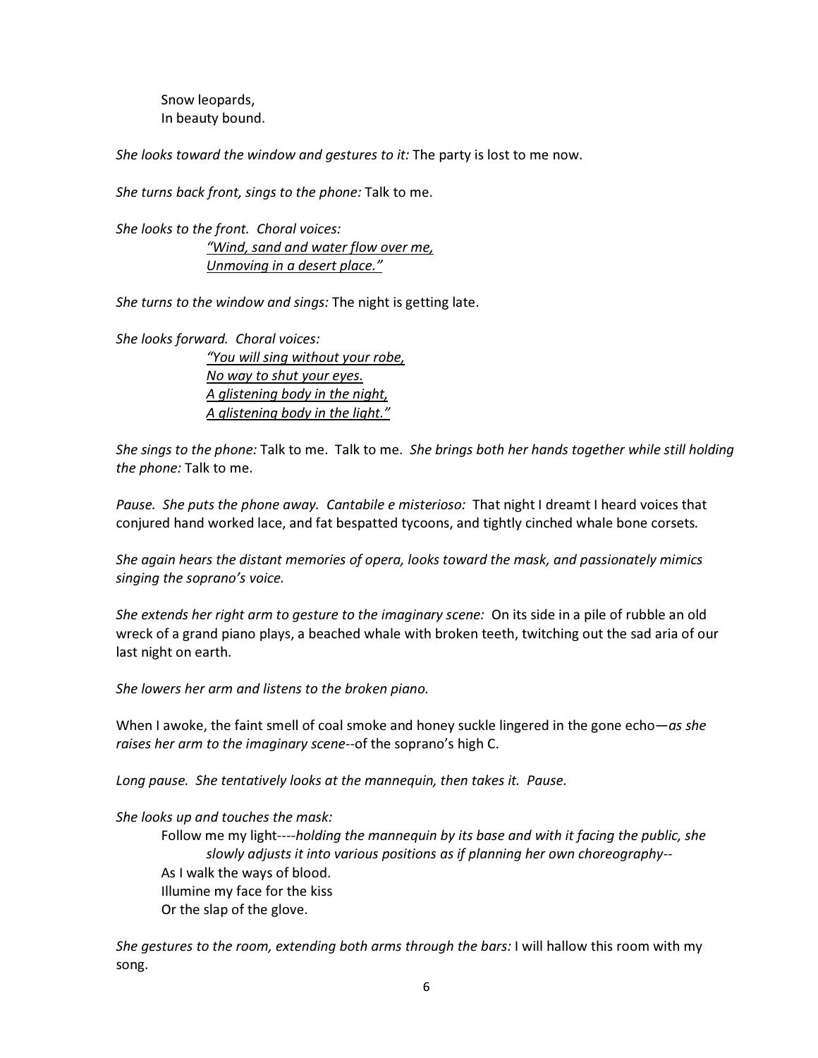Snow leopards,
In beauty bound.

*She looks toward the window and gestures to it:* The party is lost to me now.

*She turns back front, sings to the phone:* Talk to me.

*She looks to the front. Choral voices:*

<u>"Wind, sand and water flow over me,</u>
<u>Unmoving in a desert place."</u>

*She turns to the window and sings:* The night is getting late.

*She looks forward. Choral voices:*

<u>"You will sing without your robe,</u>
<u>No way to shut your eyes.</u>
<u>A glistening body in the night,</u>
<u>A glistening body in the light."</u>

*She sings to the phone:* Talk to me. Talk to me. *She brings both her hands together while still holding the phone:* Talk to me.

*Pause. She puts the phone away. Cantabile e misterioso:* That night I dreamt I heard voices that conjured hand worked lace, and fat bespatted tycoons, and tightly cinched whale bone corsets.

*She again hears the distant memories of opera, looks toward the mask, and passionately mimics singing the soprano's voice.*

*She extends her right arm to gesture to the imaginary scene:* On its side in a pile of rubble an old wreck of a grand piano plays, a beached whale with broken teeth, twitching out the sad aria of our last night on earth.

*She lowers her arm and listens to the broken piano.*

When I awoke, the faint smell of coal smoke and honey suckle lingered in the gone echo—*as she raises her arm to the imaginary scene*--of the soprano's high C.

*Long pause. She tentatively looks at the mannequin, then takes it. Pause.*

*She looks up and touches the mask:*

Follow me my light----*holding the mannequin by its base and with it facing the public, she slowly adjusts it into various positions as if planning her own choreography*--
As I walk the ways of blood.
Illumine my face for the kiss
Or the slap of the glove.

*She gestures to the room, extending both arms through the bars:* I will hallow this room with my song.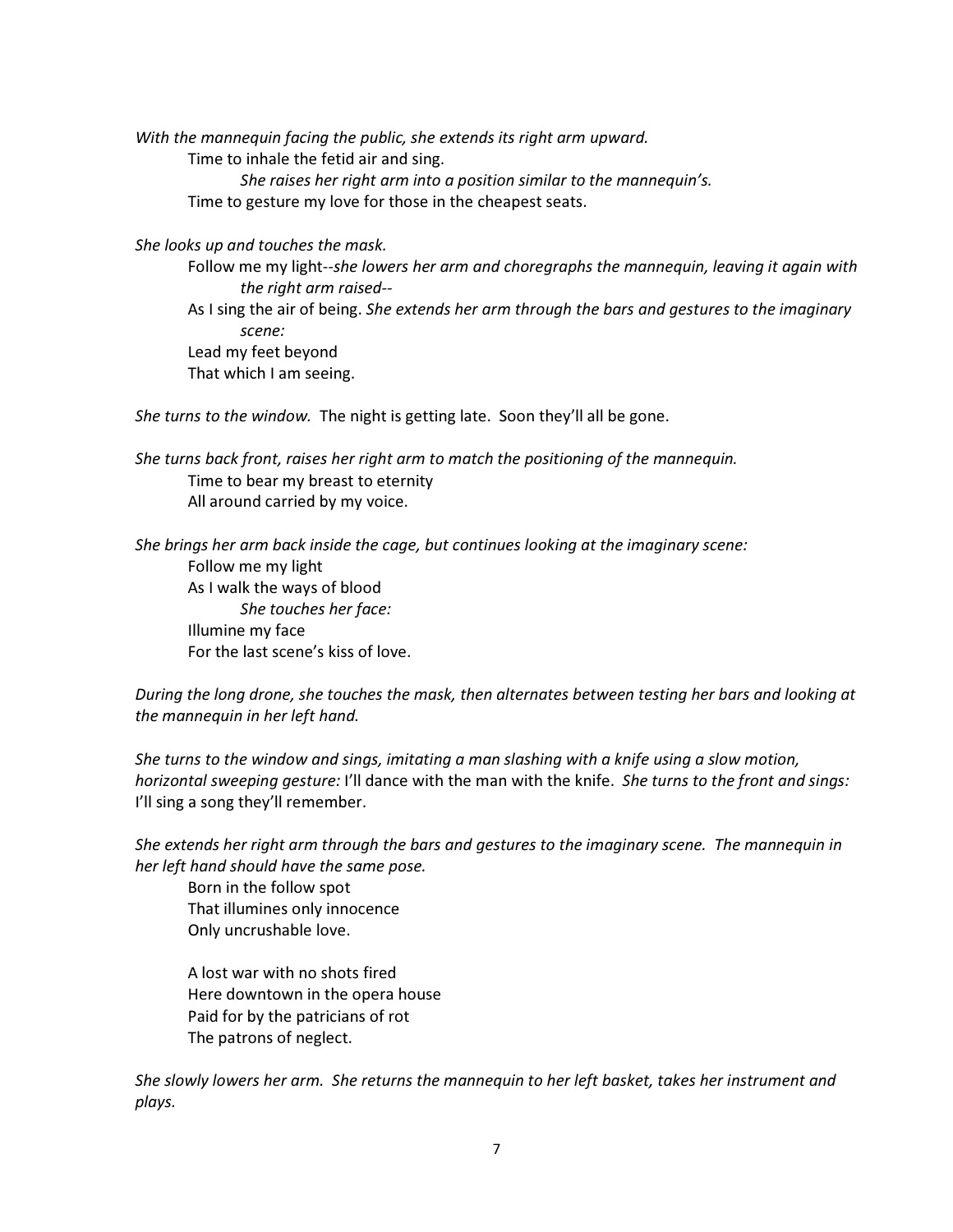*With the mannequin facing the public, she extends its right arm upward.*

Time to inhale the fetid air and sing.

*She raises her right arm into a position similar to the mannequin's.*

Time to gesture my love for those in the cheapest seats.

*She looks up and touches the mask.*

Follow me my light--*she lowers her arm and choregraphs the mannequin, leaving it again with the right arm raised*--

As I sing the air of being. *She extends her arm through the bars and gestures to the imaginary scene:*

Lead my feet beyond

That which I am seeing.

*She turns to the window.* The night is getting late. Soon they'll all be gone.

*She turns back front, raises her right arm to match the positioning of the mannequin.*

Time to bear my breast to eternity

All around carried by my voice.

*She brings her arm back inside the cage, but continues looking at the imaginary scene:*

Follow me my light

As I walk the ways of blood

*She touches her face:*

Illumine my face

For the last scene's kiss of love.

*During the long drone, she touches the mask, then alternates between testing her bars and looking at the mannequin in her left hand.*

*She turns to the window and sings, imitating a man slashing with a knife using a slow motion, horizontal sweeping gesture:* I'll dance with the man with the knife. *She turns to the front and sings:* I'll sing a song they'll remember.

*She extends her right arm through the bars and gestures to the imaginary scene. The mannequin in her left hand should have the same pose.*

Born in the follow spot

That illumines only innocence

Only uncrushable love.

A lost war with no shots fired

Here downtown in the opera house

Paid for by the patricians of rot

The patrons of neglect.

*She slowly lowers her arm. She returns the mannequin to her left basket, takes her instrument and plays.*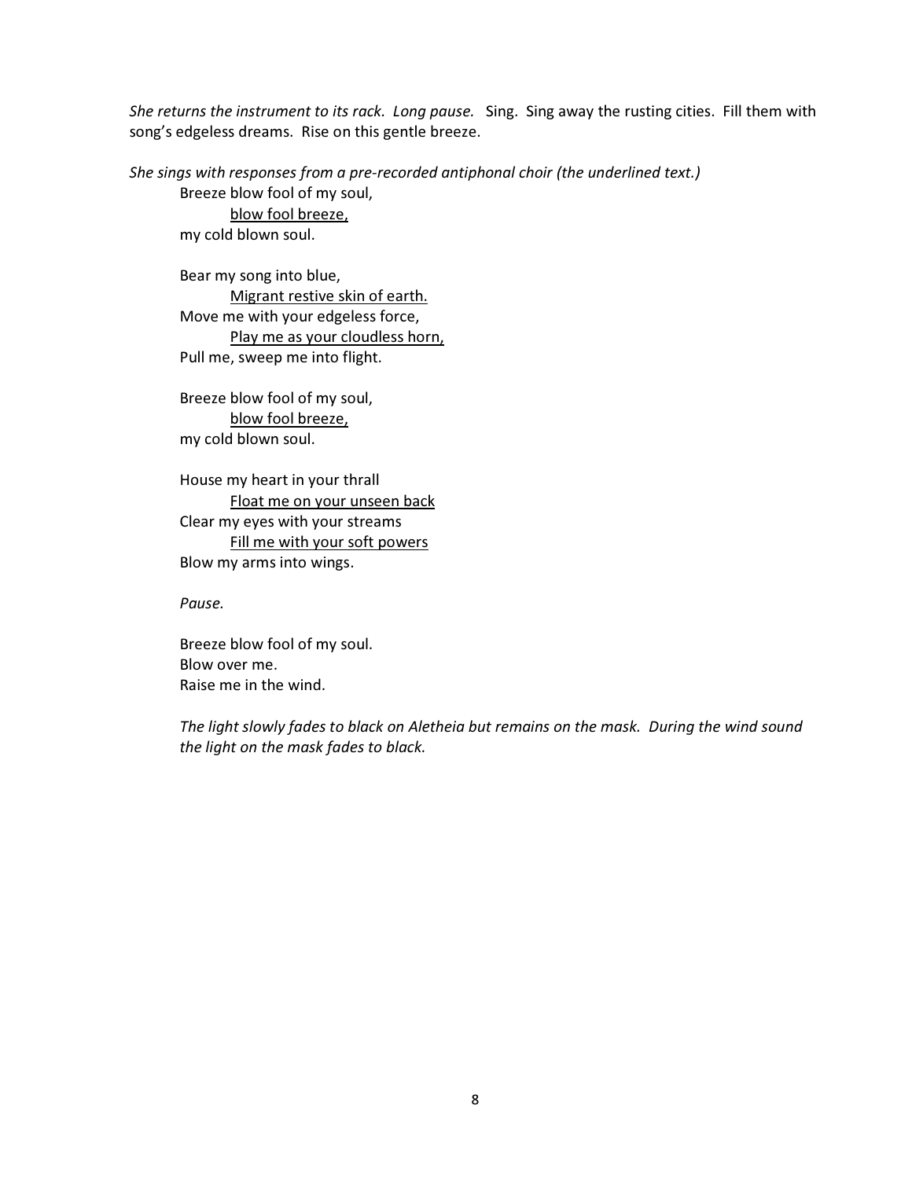*She returns the instrument to its rack. Long pause.* Sing. Sing away the rusting cities. Fill them with song's edgeless dreams. Rise on this gentle breeze.

*She sings with responses from a pre-recorded antiphonal choir (the underlined text.)*

Breeze blow fool of my soul,
&nbsp;&nbsp;&nbsp;&nbsp;&nbsp;&nbsp;&nbsp;&nbsp;<u>blow fool breeze,</u>
my cold blown soul.

Bear my song into blue,
&nbsp;&nbsp;&nbsp;&nbsp;&nbsp;&nbsp;&nbsp;&nbsp;<u>Migrant restive skin of earth.</u>
Move me with your edgeless force,
&nbsp;&nbsp;&nbsp;&nbsp;&nbsp;&nbsp;&nbsp;&nbsp;<u>Play me as your cloudless horn,</u>
Pull me, sweep me into flight.

Breeze blow fool of my soul,
&nbsp;&nbsp;&nbsp;&nbsp;&nbsp;&nbsp;&nbsp;&nbsp;<u>blow fool breeze,</u>
my cold blown soul.

House my heart in your thrall
&nbsp;&nbsp;&nbsp;&nbsp;&nbsp;&nbsp;&nbsp;&nbsp;<u>Float me on your unseen back</u>
Clear my eyes with your streams
&nbsp;&nbsp;&nbsp;&nbsp;&nbsp;&nbsp;&nbsp;&nbsp;<u>Fill me with your soft powers</u>
Blow my arms into wings.

*Pause.*

Breeze blow fool of my soul.
Blow over me.
Raise me in the wind.

*The light slowly fades to black on Aletheia but remains on the mask. During the wind sound the light on the mask fades to black.*